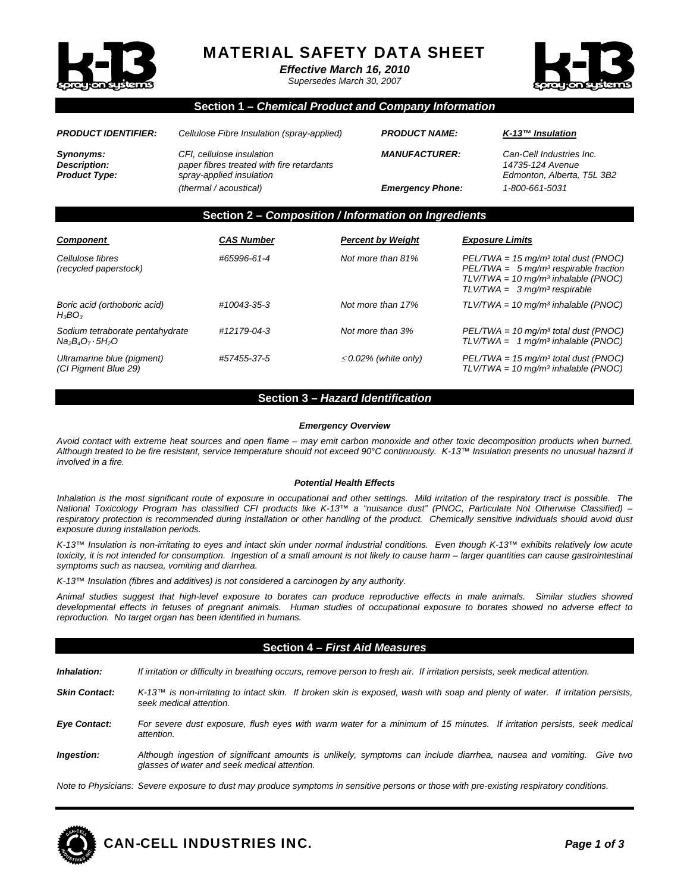# MATERIAL SAFETY DATA SHEET

***Effective March 16, 2010***

*Supersedes March 30, 2007*

## Section 1 – *Chemical Product and Company Information*

| | | | |
|---|---|---|---|
| ***PRODUCT IDENTIFIER:*** | *Cellulose Fibre Insulation (spray-applied)* | ***PRODUCT NAME:*** | ***K-13™ Insulation*** |
| ***Synonyms:*** | *CFI, cellulose insulation* | ***MANUFACTURER:*** | *Can-Cell Industries Inc.* |
| ***Description:*** | *paper fibres treated with fire retardants* | | *14735-124 Avenue* |
| ***Product Type:*** | *spray-applied insulation (thermal / acoustical)* | | *Edmonton, Alberta, T5L 3B2* |
| | | ***Emergency Phone:*** | *1-800-661-5031* |

## Section 2 – *Composition / Information on Ingredients*

| *Component* | *CAS Number* | *Percent by Weight* | *Exposure Limits* |
|---|---|---|---|
| *Cellulose fibres (recycled paperstock)* | *#65996-61-4* | *Not more than 81%* | *PEL/TWA = 15 mg/m³ total dust (PNOC)*<br>*PEL/TWA = 5 mg/m³ respirable fraction*<br>*TLV/TWA = 10 mg/m³ inhalable (PNOC)*<br>*TLV/TWA = 3 mg/m³ respirable* |
| *Boric acid (orthoboric acid)* $H_3BO_3$ | *#10043-35-3* | *Not more than 17%* | *TLV/TWA = 10 mg/m³ inhalable (PNOC)* |
| *Sodium tetraborate pentahydrate* $Na_2B_4O_7 \cdot 5H_2O$ | *#12179-04-3* | *Not more than 3%* | *PEL/TWA = 10 mg/m³ total dust (PNOC)*<br>*TLV/TWA = 1 mg/m³ inhalable (PNOC)* |
| *Ultramarine blue (pigment) (CI Pigment Blue 29)* | *#57455-37-5* | *≤ 0.02% (white only)* | *PEL/TWA = 15 mg/m³ total dust (PNOC)*<br>*TLV/TWA = 10 mg/m³ inhalable (PNOC)* |

## Section 3 – *Hazard Identification*

### *Emergency Overview*

*Avoid contact with extreme heat sources and open flame – may emit carbon monoxide and other toxic decomposition products when burned. Although treated to be fire resistant, service temperature should not exceed 90°C continuously. K-13™ Insulation presents no unusual hazard if involved in a fire.*

### *Potential Health Effects*

*Inhalation is the most significant route of exposure in occupational and other settings. Mild irritation of the respiratory tract is possible. The National Toxicology Program has classified CFI products like K-13™ a "nuisance dust" (PNOC, Particulate Not Otherwise Classified) – respiratory protection is recommended during installation or other handling of the product. Chemically sensitive individuals should avoid dust exposure during installation periods.*

*K-13™ Insulation is non-irritating to eyes and intact skin under normal industrial conditions. Even though K-13™ exhibits relatively low acute toxicity, it is not intended for consumption. Ingestion of a small amount is not likely to cause harm – larger quantities can cause gastrointestinal symptoms such as nausea, vomiting and diarrhea.*

*K-13™ Insulation (fibres and additives) is not considered a carcinogen by any authority.*

*Animal studies suggest that high-level exposure to borates can produce reproductive effects in male animals. Similar studies showed developmental effects in fetuses of pregnant animals. Human studies of occupational exposure to borates showed no adverse effect to reproduction. No target organ has been identified in humans.*

## Section 4 – *First Aid Measures*

***Inhalation:*** *If irritation or difficulty in breathing occurs, remove person to fresh air. If irritation persists, seek medical attention.*

***Skin Contact:*** *K-13™ is non-irritating to intact skin. If broken skin is exposed, wash with soap and plenty of water. If irritation persists, seek medical attention.*

***Eye Contact:*** *For severe dust exposure, flush eyes with warm water for a minimum of 15 minutes. If irritation persists, seek medical attention.*

***Ingestion:*** *Although ingestion of significant amounts is unlikely, symptoms can include diarrhea, nausea and vomiting. Give two glasses of water and seek medical attention.*

*Note to Physicians: Severe exposure to dust may produce symptoms in sensitive persons or those with pre-existing respiratory conditions.*

**CAN-CELL INDUSTRIES INC.**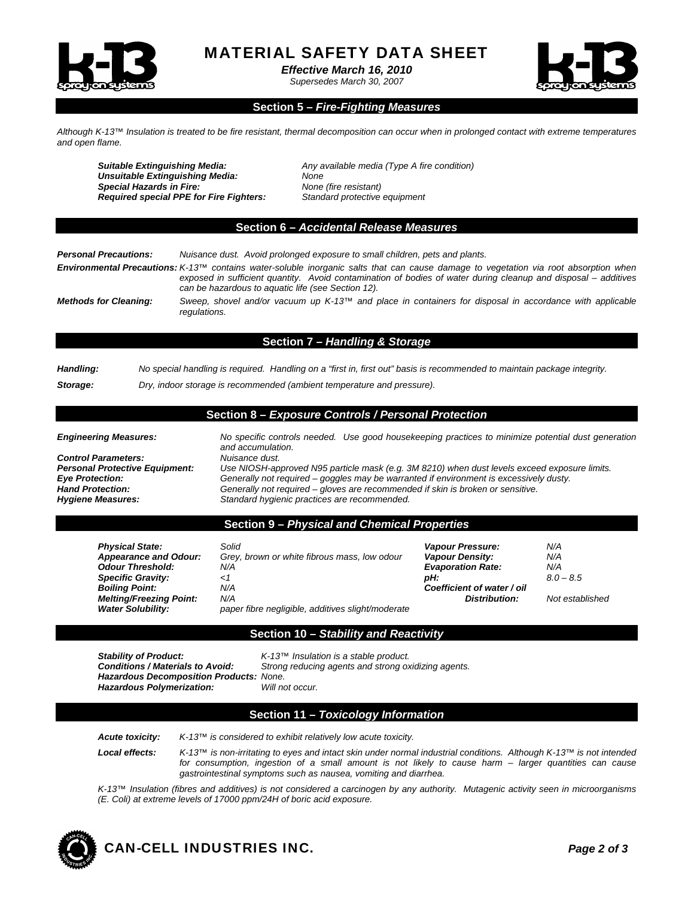## Section 5 – *Fire-Fighting Measures*

*Although K-13™ Insulation is treated to be fire resistant, thermal decomposition can occur when in prolonged contact with extreme temperatures and open flame.*

***Suitable Extinguishing Media:*** *Any available media (Type A fire condition)*
***Unsuitable Extinguishing Media:*** *None*
***Special Hazards in Fire:*** *None (fire resistant)*
***Required special PPE for Fire Fighters:*** *Standard protective equipment*

## Section 6 – *Accidental Release Measures*

***Personal Precautions:*** *Nuisance dust. Avoid prolonged exposure to small children, pets and plants.*

***Environmental Precautions:*** *K-13™ contains water-soluble inorganic salts that can cause damage to vegetation via root absorption when exposed in sufficient quantity. Avoid contamination of bodies of water during cleanup and disposal – additives can be hazardous to aquatic life (see Section 12).*

***Methods for Cleaning:*** *Sweep, shovel and/or vacuum up K-13™ and place in containers for disposal in accordance with applicable regulations.*

## Section 7 – *Handling & Storage*

***Handling:*** *No special handling is required. Handling on a "first in, first out" basis is recommended to maintain package integrity.*

***Storage:*** *Dry, indoor storage is recommended (ambient temperature and pressure).*

## Section 8 – *Exposure Controls / Personal Protection*

***Engineering Measures:*** *No specific controls needed. Use good housekeeping practices to minimize potential dust generation and accumulation.*
***Control Parameters:*** *Nuisance dust.*
***Personal Protective Equipment:*** *Use NIOSH-approved N95 particle mask (e.g. 3M 8210) when dust levels exceed exposure limits.*
***Eye Protection:*** *Generally not required – goggles may be warranted if environment is excessively dusty.*
***Hand Protection:*** *Generally not required – gloves are recommended if skin is broken or sensitive.*
***Hygiene Measures:*** *Standard hygienic practices are recommended.*

## Section 9 – *Physical and Chemical Properties*

| | | | |
|---|---|---|---|
| ***Physical State:*** | *Solid* | ***Vapour Pressure:*** | *N/A* |
| ***Appearance and Odour:*** | *Grey, brown or white fibrous mass, low odour* | ***Vapour Density:*** | *N/A* |
| ***Odour Threshold:*** | *N/A* | ***Evaporation Rate:*** | *N/A* |
| ***Specific Gravity:*** | *<1* | ***pH:*** | *8.0 – 8.5* |
| ***Boiling Point:*** | *N/A* | ***Coefficient of water / oil Distribution:*** | *Not established* |
| ***Melting/Freezing Point:*** | *N/A* | | |
| ***Water Solubility:*** | *paper fibre negligible, additives slight/moderate* | | |

## Section 10 – *Stability and Reactivity*

***Stability of Product:*** *K-13™ Insulation is a stable product.*
***Conditions / Materials to Avoid:*** *Strong reducing agents and strong oxidizing agents.*
***Hazardous Decomposition Products:*** *None.*
***Hazardous Polymerization:*** *Will not occur.*

## Section 11 – *Toxicology Information*

***Acute toxicity:*** *K-13™ is considered to exhibit relatively low acute toxicity.*

***Local effects:*** *K-13™ is non-irritating to eyes and intact skin under normal industrial conditions. Although K-13™ is not intended for consumption, ingestion of a small amount is not likely to cause harm – larger quantities can cause gastrointestinal symptoms such as nausea, vomiting and diarrhea.*

*K-13™ Insulation (fibres and additives) is not considered a carcinogen by any authority. Mutagenic activity seen in microorganisms (E. Coli) at extreme levels of 17000 ppm/24H of boric acid exposure.*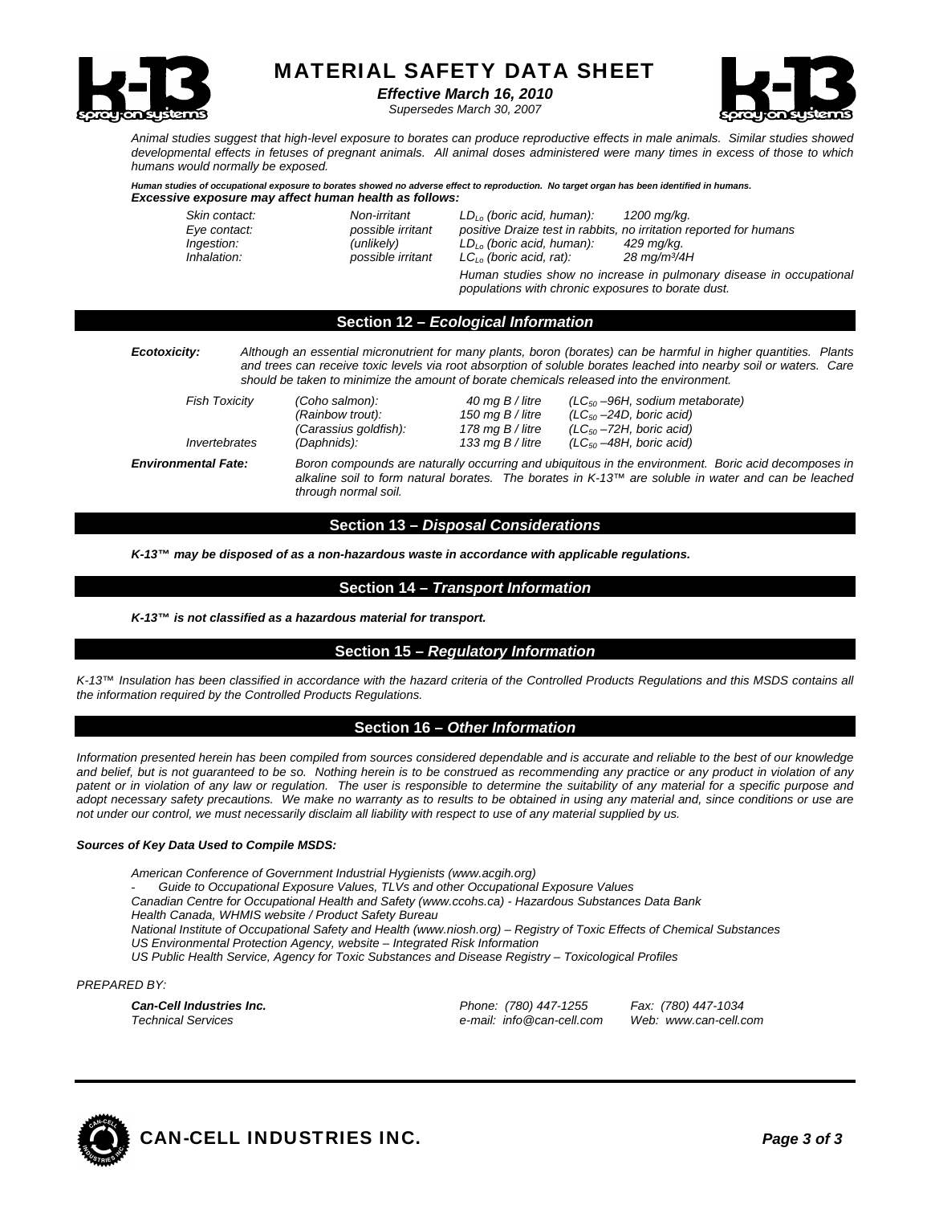*Animal studies suggest that high-level exposure to borates can produce reproductive effects in male animals. Similar studies showed developmental effects in fetuses of pregnant animals. All animal doses administered were many times in excess of those to which humans would normally be exposed.*

***Human studies of occupational exposure to borates showed no adverse effect to reproduction. No target organ has been identified in humans.***

***Excessive exposure may affect human health as follows:***

| | | | |
|---|---|---|---|
| *Skin contact:* | *Non-irritant* | *$LD_{Lo}$ (boric acid, human):* | *1200 mg/kg.* |
| *Eye contact:* | *possible irritant* | *positive Draize test in rabbits, no irritation reported for humans* | |
| *Ingestion:* | *(unlikely)* | *$LD_{Lo}$ (boric acid, human):* | *429 mg/kg.* |
| *Inhalation:* | *possible irritant* | *$LC_{Lo}$ (boric acid, rat):* | *28 mg/m³/4H* |
| | | *Human studies show no increase in pulmonary disease in occupational populations with chronic exposures to borate dust.* | |

## Section 12 – *Ecological Information*

***Ecotoxicity:*** *Although an essential micronutrient for many plants, boron (borates) can be harmful in higher quantities. Plants and trees can receive toxic levels via root absorption of soluble borates leached into nearby soil or waters. Care should be taken to minimize the amount of borate chemicals released into the environment.*

| | | | |
|---|---|---|---|
| *Fish Toxicity* | *(Coho salmon):* | *40 mg B / litre* | *($LC_{50}$ –96H, sodium metaborate)* |
| | *(Rainbow trout):* | *150 mg B / litre* | *($LC_{50}$ –24D, boric acid)* |
| | *(Carassius goldfish):* | *178 mg B / litre* | *($LC_{50}$ –72H, boric acid)* |
| *Invertebrates* | *(Daphnids):* | *133 mg B / litre* | *($LC_{50}$ –48H, boric acid)* |

***Environmental Fate:*** *Boron compounds are naturally occurring and ubiquitous in the environment. Boric acid decomposes in alkaline soil to form natural borates. The borates in K-13™ are soluble in water and can be leached through normal soil.*

## Section 13 – *Disposal Considerations*

***K-13™ may be disposed of as a non-hazardous waste in accordance with applicable regulations.***

## Section 14 – *Transport Information*

***K-13™ is not classified as a hazardous material for transport.***

## Section 15 – *Regulatory Information*

*K-13™ Insulation has been classified in accordance with the hazard criteria of the Controlled Products Regulations and this MSDS contains all the information required by the Controlled Products Regulations.*

## Section 16 – *Other Information*

*Information presented herein has been compiled from sources considered dependable and is accurate and reliable to the best of our knowledge and belief, but is not guaranteed to be so. Nothing herein is to be construed as recommending any practice or any product in violation of any patent or in violation of any law or regulation. The user is responsible to determine the suitability of any material for a specific purpose and adopt necessary safety precautions. We make no warranty as to results to be obtained in using any material and, since conditions or use are not under our control, we must necessarily disclaim all liability with respect to use of any material supplied by us.*

***Sources of Key Data Used to Compile MSDS:***

*American Conference of Government Industrial Hygienists (www.acgih.org)*
- *Guide to Occupational Exposure Values, TLVs and other Occupational Exposure Values*

*Canadian Centre for Occupational Health and Safety (www.ccohs.ca) - Hazardous Substances Data Bank*
*Health Canada, WHMIS website / Product Safety Bureau*
*National Institute of Occupational Safety and Health (www.niosh.org) – Registry of Toxic Effects of Chemical Substances*
*US Environmental Protection Agency, website – Integrated Risk Information*
*US Public Health Service, Agency for Toxic Substances and Disease Registry – Toxicological Profiles*

*PREPARED BY:*

| | | |
|---|---|---|
| ***Can-Cell Industries Inc.*** | *Phone: (780) 447-1255* | *Fax: (780) 447-1034* |
| *Technical Services* | *e-mail: info@can-cell.com* | *Web: www.can-cell.com* |